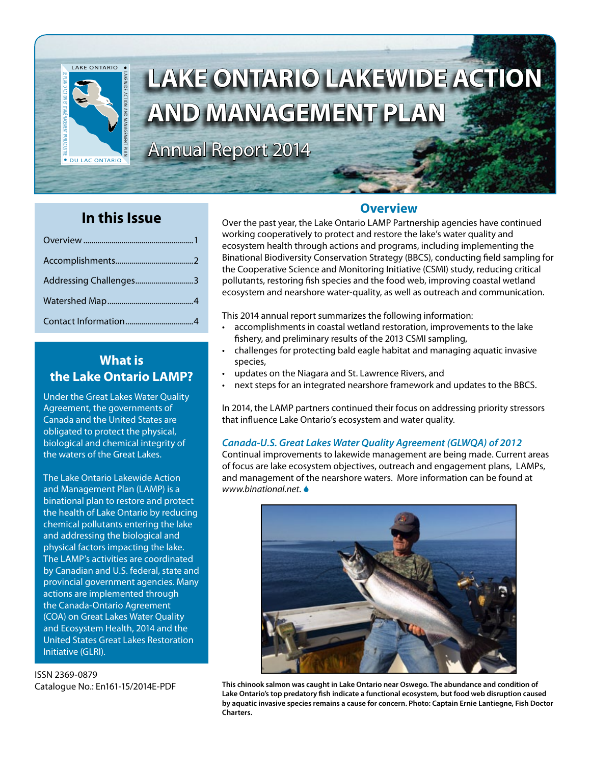# LAKE ONTARIO LAKEWIDE ACTION AND MANAGEMENT PLAN

## Annual Report 2014

## In this Issue

- Overview ........................................ 1
- Accomplishments ............................. 2
- Addressing Challenges ..................... 3
- Watershed Map ................................ 4
- Contact Information .......................... 4

## What is the Lake Ontario LAMP?

Under the Great Lakes Water Quality Agreement, the governments of Canada and the United States are obligated to protect the physical, biological and chemical integrity of the waters of the Great Lakes.

The Lake Ontario Lakewide Action and Management Plan (LAMP) is a binational plan to restore and protect the health of Lake Ontario by reducing chemical pollutants entering the lake and addressing the biological and physical factors impacting the lake. The LAMP's activities are coordinated by Canadian and U.S. federal, state and provincial government agencies. Many actions are implemented through the Canada-Ontario Agreement (COA) on Great Lakes Water Quality and Ecosystem Health, 2014 and the United States Great Lakes Restoration Initiative (GLRI).

ISSN 2369-0879
Catalogue No.: En161-15/2014E-PDF

## Overview

Over the past year, the Lake Ontario LAMP Partnership agencies have continued working cooperatively to protect and restore the lake's water quality and ecosystem health through actions and programs, including implementing the Binational Biodiversity Conservation Strategy (BBCS), conducting field sampling for the Cooperative Science and Monitoring Initiative (CSMI) study, reducing critical pollutants, restoring fish species and the food web, improving coastal wetland ecosystem and nearshore water-quality, as well as outreach and communication.

This 2014 annual report summarizes the following information:

- accomplishments in coastal wetland restoration, improvements to the lake fishery, and preliminary results of the 2013 CSMI sampling,
- challenges for protecting bald eagle habitat and managing aquatic invasive species,
- updates on the Niagara and St. Lawrence Rivers, and
- next steps for an integrated nearshore framework and updates to the BBCS.

In 2014, the LAMP partners continued their focus on addressing priority stressors that influence Lake Ontario's ecosystem and water quality.

### *Canada-U.S. Great Lakes Water Quality Agreement (GLWQA) of 2012*

Continual improvements to lakewide management are being made. Current areas of focus are lake ecosystem objectives, outreach and engagement plans, LAMPs, and management of the nearshore waters. More information can be found at *www.binational.net*.

**This chinook salmon was caught in Lake Ontario near Oswego. The abundance and condition of Lake Ontario's top predatory fish indicate a functional ecosystem, but food web disruption caused by aquatic invasive species remains a cause for concern. Photo: Captain Ernie Lantiegne, Fish Doctor Charters.**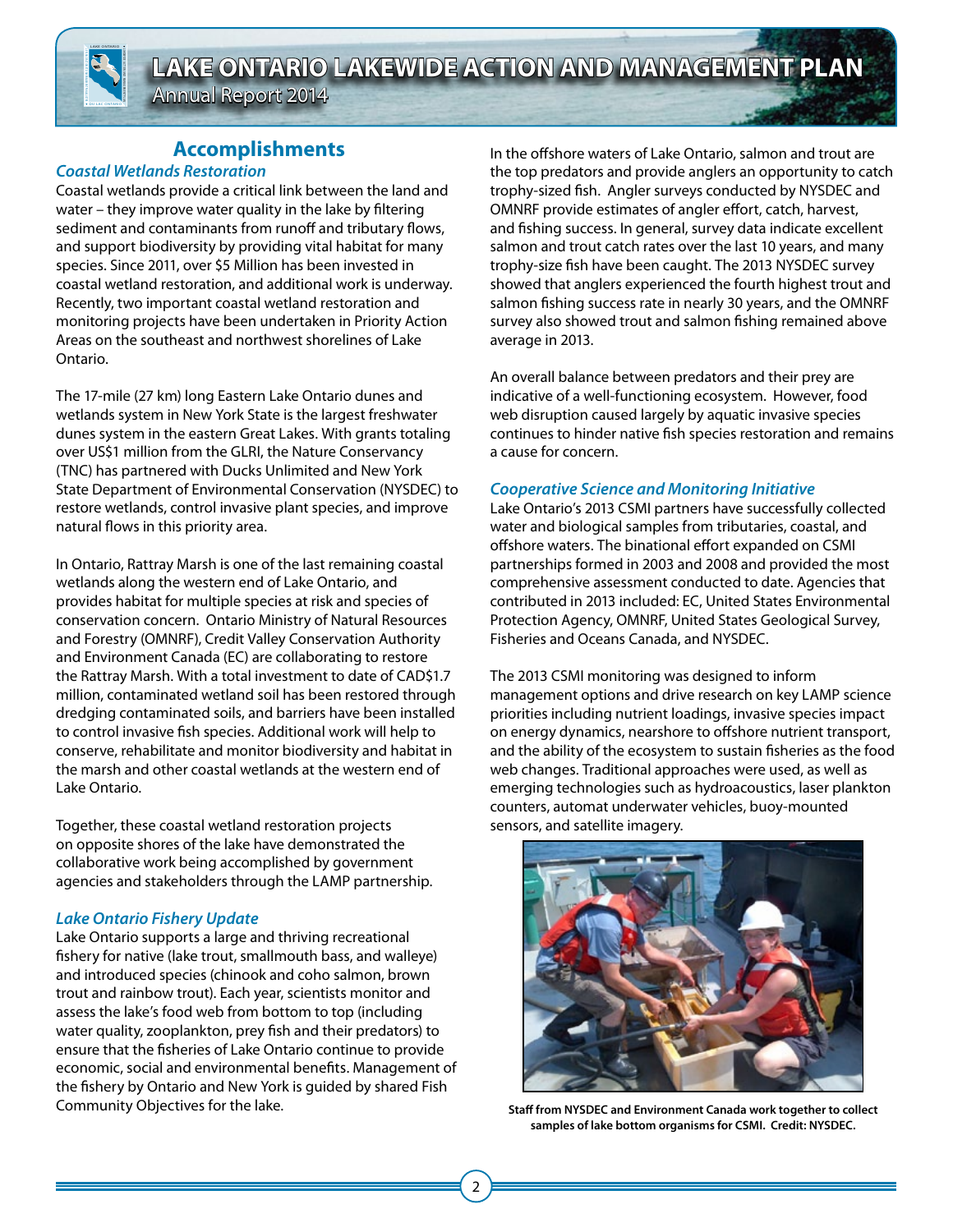## Accomplishments

### *Coastal Wetlands Restoration*

Coastal wetlands provide a critical link between the land and water – they improve water quality in the lake by filtering sediment and contaminants from runoff and tributary flows, and support biodiversity by providing vital habitat for many species. Since 2011, over $5 Million has been invested in coastal wetland restoration, and additional work is underway. Recently, two important coastal wetland restoration and monitoring projects have been undertaken in Priority Action Areas on the southeast and northwest shorelines of Lake Ontario.

The 17-mile (27 km) long Eastern Lake Ontario dunes and wetlands system in New York State is the largest freshwater dunes system in the eastern Great Lakes. With grants totaling over US$1 million from the GLRI, the Nature Conservancy (TNC) has partnered with Ducks Unlimited and New York State Department of Environmental Conservation (NYSDEC) to restore wetlands, control invasive plant species, and improve natural flows in this priority area.

In Ontario, Rattray Marsh is one of the last remaining coastal wetlands along the western end of Lake Ontario, and provides habitat for multiple species at risk and species of conservation concern. Ontario Ministry of Natural Resources and Forestry (OMNRF), Credit Valley Conservation Authority and Environment Canada (EC) are collaborating to restore the Rattray Marsh. With a total investment to date of CAD$1.7 million, contaminated wetland soil has been restored through dredging contaminated soils, and barriers have been installed to control invasive fish species. Additional work will help to conserve, rehabilitate and monitor biodiversity and habitat in the marsh and other coastal wetlands at the western end of Lake Ontario.

Together, these coastal wetland restoration projects on opposite shores of the lake have demonstrated the collaborative work being accomplished by government agencies and stakeholders through the LAMP partnership.

### *Lake Ontario Fishery Update*

Lake Ontario supports a large and thriving recreational fishery for native (lake trout, smallmouth bass, and walleye) and introduced species (chinook and coho salmon, brown trout and rainbow trout). Each year, scientists monitor and assess the lake's food web from bottom to top (including water quality, zooplankton, prey fish and their predators) to ensure that the fisheries of Lake Ontario continue to provide economic, social and environmental benefits. Management of the fishery by Ontario and New York is guided by shared Fish Community Objectives for the lake.

In the offshore waters of Lake Ontario, salmon and trout are the top predators and provide anglers an opportunity to catch trophy-sized fish. Angler surveys conducted by NYSDEC and OMNRF provide estimates of angler effort, catch, harvest, and fishing success. In general, survey data indicate excellent salmon and trout catch rates over the last 10 years, and many trophy-size fish have been caught. The 2013 NYSDEC survey showed that anglers experienced the fourth highest trout and salmon fishing success rate in nearly 30 years, and the OMNRF survey also showed trout and salmon fishing remained above average in 2013.

An overall balance between predators and their prey are indicative of a well-functioning ecosystem. However, food web disruption caused largely by aquatic invasive species continues to hinder native fish species restoration and remains a cause for concern.

### *Cooperative Science and Monitoring Initiative*

Lake Ontario's 2013 CSMI partners have successfully collected water and biological samples from tributaries, coastal, and offshore waters. The binational effort expanded on CSMI partnerships formed in 2003 and 2008 and provided the most comprehensive assessment conducted to date. Agencies that contributed in 2013 included: EC, United States Environmental Protection Agency, OMNRF, United States Geological Survey, Fisheries and Oceans Canada, and NYSDEC.

The 2013 CSMI monitoring was designed to inform management options and drive research on key LAMP science priorities including nutrient loadings, invasive species impact on energy dynamics, nearshore to offshore nutrient transport, and the ability of the ecosystem to sustain fisheries as the food web changes. Traditional approaches were used, as well as emerging technologies such as hydroacoustics, laser plankton counters, automat underwater vehicles, buoy-mounted sensors, and satellite imagery.

**Staff from NYSDEC and Environment Canada work together to collect samples of lake bottom organisms for CSMI. Credit: NYSDEC.**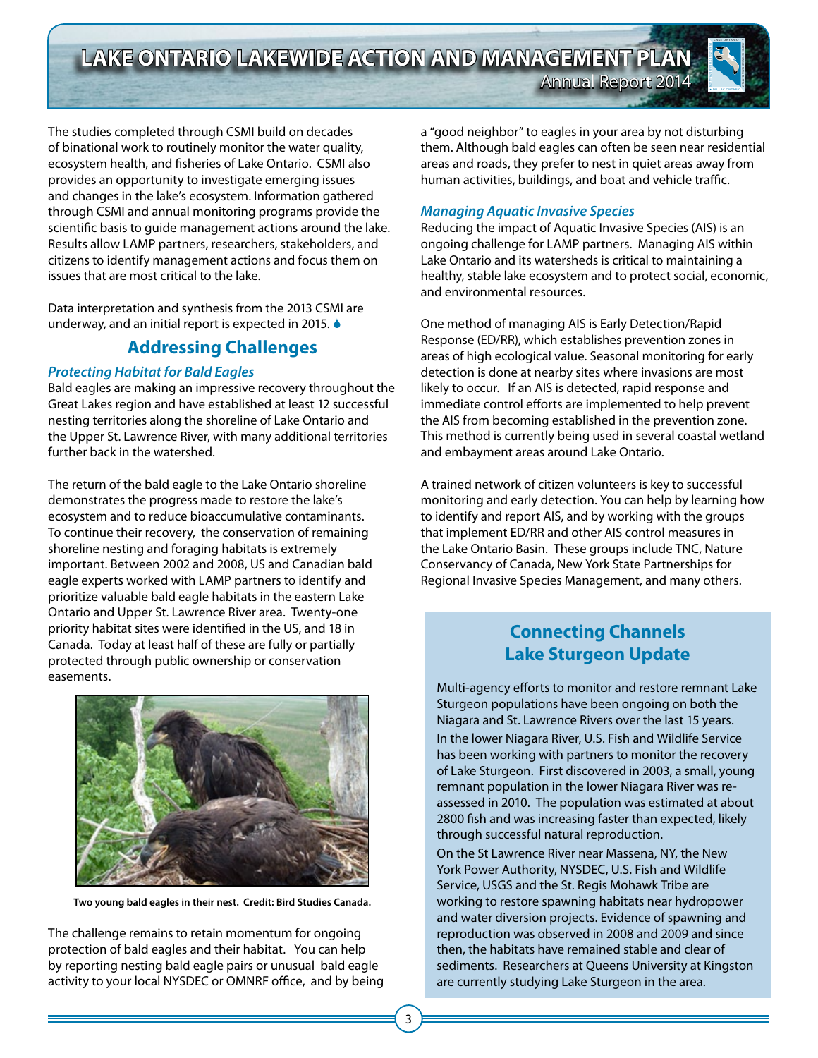The studies completed through CSMI build on decades of binational work to routinely monitor the water quality, ecosystem health, and fisheries of Lake Ontario. CSMI also provides an opportunity to investigate emerging issues and changes in the lake's ecosystem. Information gathered through CSMI and annual monitoring programs provide the scientific basis to guide management actions around the lake. Results allow LAMP partners, researchers, stakeholders, and citizens to identify management actions and focus them on issues that are most critical to the lake.

Data interpretation and synthesis from the 2013 CSMI are underway, and an initial report is expected in 2015.

## Addressing Challenges

### *Protecting Habitat for Bald Eagles*

Bald eagles are making an impressive recovery throughout the Great Lakes region and have established at least 12 successful nesting territories along the shoreline of Lake Ontario and the Upper St. Lawrence River, with many additional territories further back in the watershed.

The return of the bald eagle to the Lake Ontario shoreline demonstrates the progress made to restore the lake's ecosystem and to reduce bioaccumulative contaminants. To continue their recovery, the conservation of remaining shoreline nesting and foraging habitats is extremely important. Between 2002 and 2008, US and Canadian bald eagle experts worked with LAMP partners to identify and prioritize valuable bald eagle habitats in the eastern Lake Ontario and Upper St. Lawrence River area. Twenty-one priority habitat sites were identified in the US, and 18 in Canada. Today at least half of these are fully or partially protected through public ownership or conservation easements.

**Two young bald eagles in their nest. Credit: Bird Studies Canada.**

The challenge remains to retain momentum for ongoing protection of bald eagles and their habitat. You can help by reporting nesting bald eagle pairs or unusual bald eagle activity to your local NYSDEC or OMNRF office, and by being a "good neighbor" to eagles in your area by not disturbing them. Although bald eagles can often be seen near residential areas and roads, they prefer to nest in quiet areas away from human activities, buildings, and boat and vehicle traffic.

### *Managing Aquatic Invasive Species*

Reducing the impact of Aquatic Invasive Species (AIS) is an ongoing challenge for LAMP partners. Managing AIS within Lake Ontario and its watersheds is critical to maintaining a healthy, stable lake ecosystem and to protect social, economic, and environmental resources.

One method of managing AIS is Early Detection/Rapid Response (ED/RR), which establishes prevention zones in areas of high ecological value. Seasonal monitoring for early detection is done at nearby sites where invasions are most likely to occur. If an AIS is detected, rapid response and immediate control efforts are implemented to help prevent the AIS from becoming established in the prevention zone. This method is currently being used in several coastal wetland and embayment areas around Lake Ontario.

A trained network of citizen volunteers is key to successful monitoring and early detection. You can help by learning how to identify and report AIS, and by working with the groups that implement ED/RR and other AIS control measures in the Lake Ontario Basin. These groups include TNC, Nature Conservancy of Canada, New York State Partnerships for Regional Invasive Species Management, and many others.

## Connecting Channels Lake Sturgeon Update

Multi-agency efforts to monitor and restore remnant Lake Sturgeon populations have been ongoing on both the Niagara and St. Lawrence Rivers over the last 15 years.

In the lower Niagara River, U.S. Fish and Wildlife Service has been working with partners to monitor the recovery of Lake Sturgeon. First discovered in 2003, a small, young remnant population in the lower Niagara River was re-assessed in 2010. The population was estimated at about 2800 fish and was increasing faster than expected, likely through successful natural reproduction.

On the St Lawrence River near Massena, NY, the New York Power Authority, NYSDEC, U.S. Fish and Wildlife Service, USGS and the St. Regis Mohawk Tribe are working to restore spawning habitats near hydropower and water diversion projects. Evidence of spawning and reproduction was observed in 2008 and 2009 and since then, the habitats have remained stable and clear of sediments. Researchers at Queens University at Kingston are currently studying Lake Sturgeon in the area.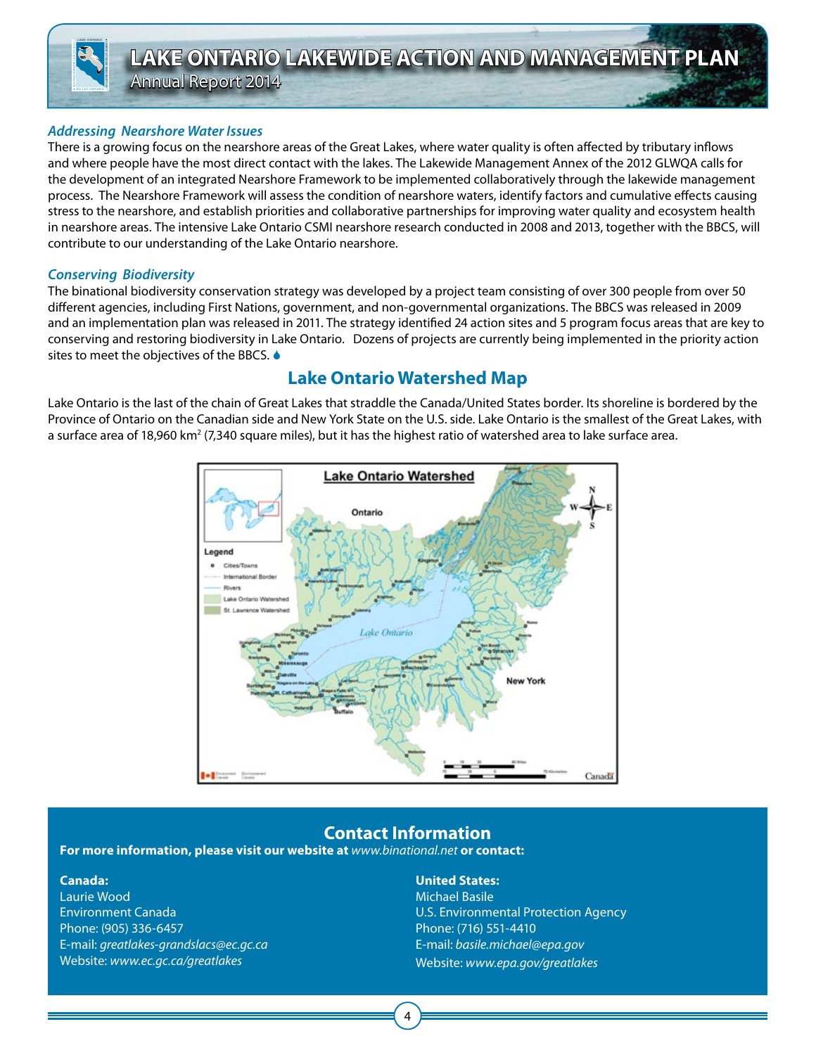### *Addressing Nearshore Water Issues*

There is a growing focus on the nearshore areas of the Great Lakes, where water quality is often affected by tributary inflows and where people have the most direct contact with the lakes. The Lakewide Management Annex of the 2012 GLWQA calls for the development of an integrated Nearshore Framework to be implemented collaboratively through the lakewide management process. The Nearshore Framework will assess the condition of nearshore waters, identify factors and cumulative effects causing stress to the nearshore, and establish priorities and collaborative partnerships for improving water quality and ecosystem health in nearshore areas. The intensive Lake Ontario CSMI nearshore research conducted in 2008 and 2013, together with the BBCS, will contribute to our understanding of the Lake Ontario nearshore.

### *Conserving Biodiversity*

The binational biodiversity conservation strategy was developed by a project team consisting of over 300 people from over 50 different agencies, including First Nations, government, and non-governmental organizations. The BBCS was released in 2009 and an implementation plan was released in 2011. The strategy identified 24 action sites and 5 program focus areas that are key to conserving and restoring biodiversity in Lake Ontario. Dozens of projects are currently being implemented in the priority action sites to meet the objectives of the BBCS.

## Lake Ontario Watershed Map

Lake Ontario is the last of the chain of Great Lakes that straddle the Canada/United States border. Its shoreline is bordered by the Province of Ontario on the Canadian side and New York State on the U.S. side. Lake Ontario is the smallest of the Great Lakes, with a surface area of 18,960 km$^2$ (7,340 square miles), but it has the highest ratio of watershed area to lake surface area.

Lake Ontario Watershed

Legend
Cities/Towns
International Border
Rivers
Lake Ontario Watershed
St. Lawrence Watershed

Ontario
Lake Ontario
New York

## Contact Information

**For more information, please visit our website at** *www.binational.net* **or contact:**

**Canada:**
Laurie Wood
Environment Canada
Phone: (905) 336-6457
E-mail: *greatlakes-grandslacs@ec.gc.ca*
Website: *www.ec.gc.ca/greatlakes*

**United States:**
Michael Basile
U.S. Environmental Protection Agency
Phone: (716) 551-4410
E-mail: *basile.michael@epa.gov*
Website: *www.epa.gov/greatlakes*